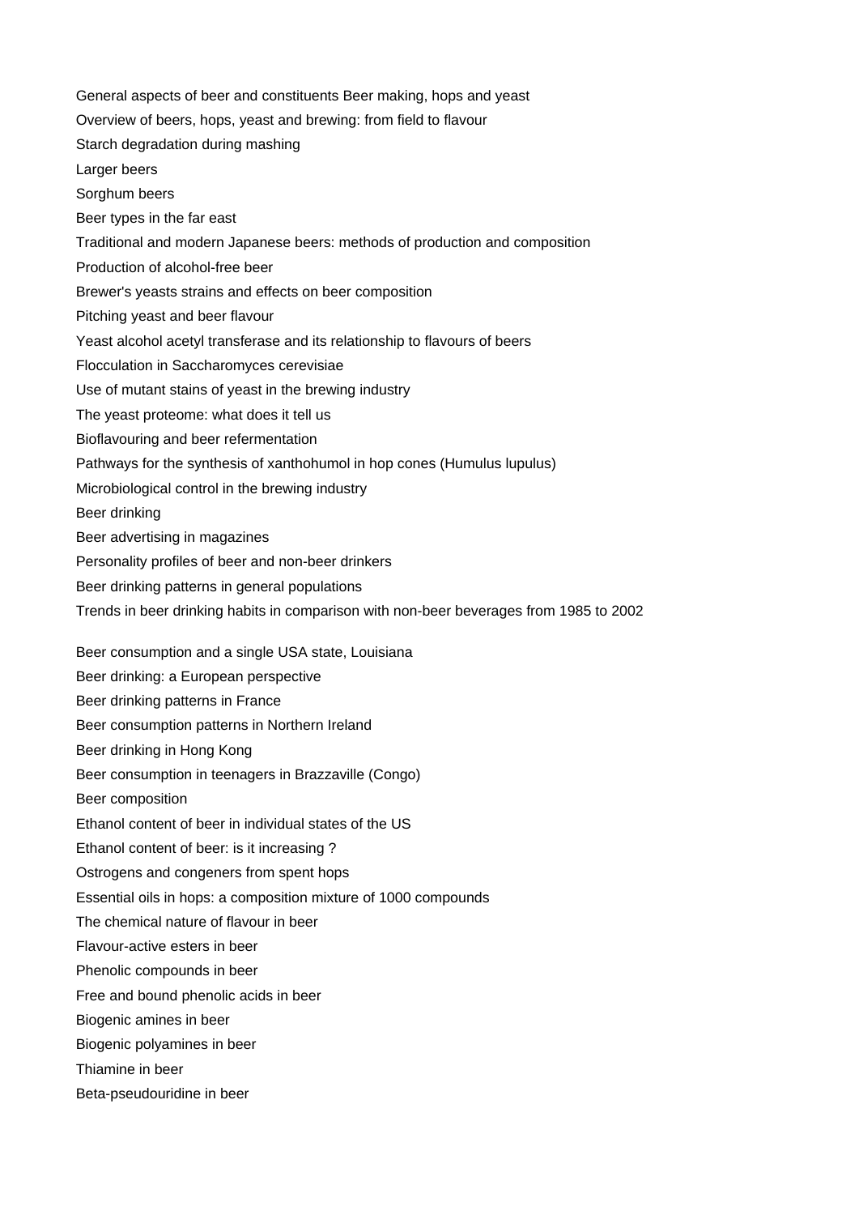General aspects of beer and constituents Beer making, hops and yeast

Overview of beers, hops, yeast and brewing: from field to flavour

Starch degradation during mashing

Larger beers

Sorghum beers

Beer types in the far east

Traditional and modern Japanese beers: methods of production and composition

Production of alcohol-free beer

Brewer's yeasts strains and effects on beer composition

Pitching yeast and beer flavour

Yeast alcohol acetyl transferase and its relationship to flavours of beers

Flocculation in Saccharomyces cerevisiae

Use of mutant stains of yeast in the brewing industry

The yeast proteome: what does it tell us

Bioflavouring and beer refermentation

Pathways for the synthesis of xanthohumol in hop cones (Humulus lupulus)

Microbiological control in the brewing industry

Beer drinking

Beer advertising in magazines

Personality profiles of beer and non-beer drinkers

Beer drinking patterns in general populations

Trends in beer drinking habits in comparison with non-beer beverages from 1985 to 2002

Beer consumption and a single USA state, Louisiana

Beer drinking: a European perspective

Beer drinking patterns in France

Beer consumption patterns in Northern Ireland

Beer drinking in Hong Kong

Beer consumption in teenagers in Brazzaville (Congo)

Beer composition

Ethanol content of beer in individual states of the US

Ethanol content of beer: is it increasing ?

Ostrogens and congeners from spent hops

Essential oils in hops: a composition mixture of 1000 compounds

The chemical nature of flavour in beer

Flavour-active esters in beer

Phenolic compounds in beer

Free and bound phenolic acids in beer

Biogenic amines in beer

Biogenic polyamines in beer

Thiamine in beer

Beta-pseudouridine in beer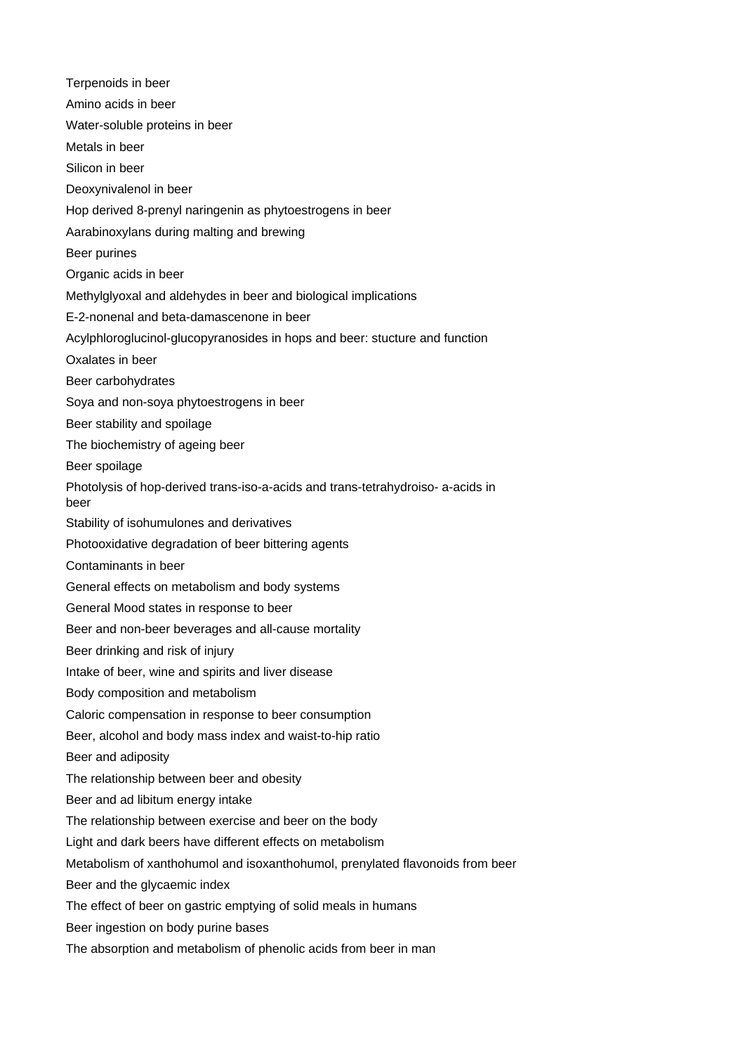Terpenoids in beer

Amino acids in beer

Water-soluble proteins in beer

Metals in beer

Silicon in beer

Deoxynivalenol in beer

Hop derived 8-prenyl naringenin as phytoestrogens in beer

Aarabinoxylans during malting and brewing

Beer purines

Organic acids in beer

Methylglyoxal and aldehydes in beer and biological implications

E-2-nonenal and beta-damascenone in beer

Acylphloroglucinol-glucopyranosides in hops and beer: stucture and function

Oxalates in beer

Beer carbohydrates

Soya and non-soya phytoestrogens in beer

Beer stability and spoilage

The biochemistry of ageing beer

Beer spoilage

Photolysis of hop-derived trans-iso-a-acids and trans-tetrahydroiso- a-acids in beer

Stability of isohumulones and derivatives

Photooxidative degradation of beer bittering agents

Contaminants in beer

General effects on metabolism and body systems

General Mood states in response to beer

Beer and non-beer beverages and all-cause mortality

Beer drinking and risk of injury

Intake of beer, wine and spirits and liver disease

Body composition and metabolism

Caloric compensation in response to beer consumption

Beer, alcohol and body mass index and waist-to-hip ratio

Beer and adiposity

The relationship between beer and obesity

Beer and ad libitum energy intake

The relationship between exercise and beer on the body

Light and dark beers have different effects on metabolism

Metabolism of xanthohumol and isoxanthohumol, prenylated flavonoids from beer

Beer and the glycaemic index

The effect of beer on gastric emptying of solid meals in humans

Beer ingestion on body purine bases

The absorption and metabolism of phenolic acids from beer in man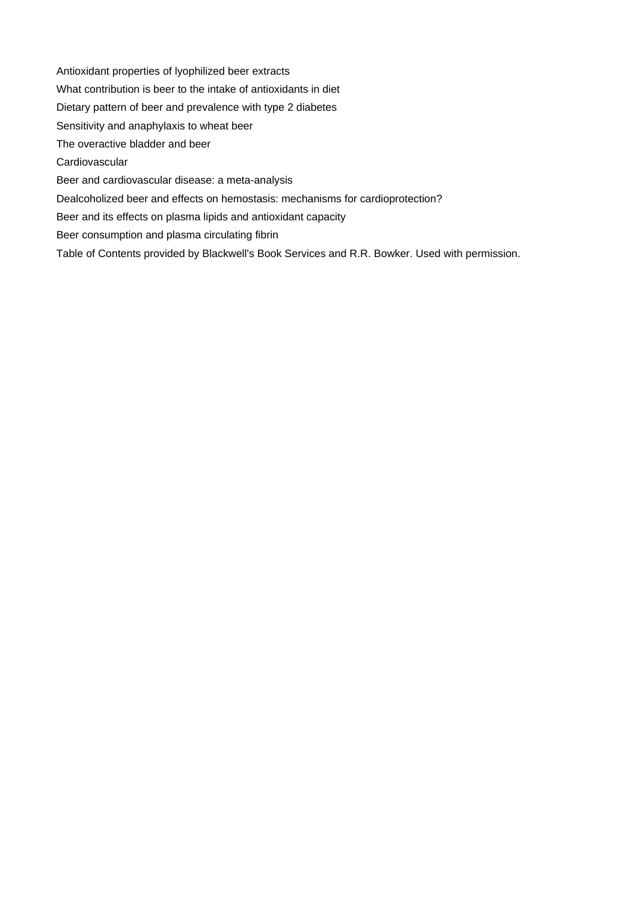Antioxidant properties of lyophilized beer extracts

What contribution is beer to the intake of antioxidants in diet

Dietary pattern of beer and prevalence with type 2 diabetes

Sensitivity and anaphylaxis to wheat beer

The overactive bladder and beer

Cardiovascular

Beer and cardiovascular disease: a meta-analysis

Dealcoholized beer and effects on hemostasis: mechanisms for cardioprotection?

Beer and its effects on plasma lipids and antioxidant capacity

Beer consumption and plasma circulating fibrin

Table of Contents provided by Blackwell's Book Services and R.R. Bowker. Used with permission.